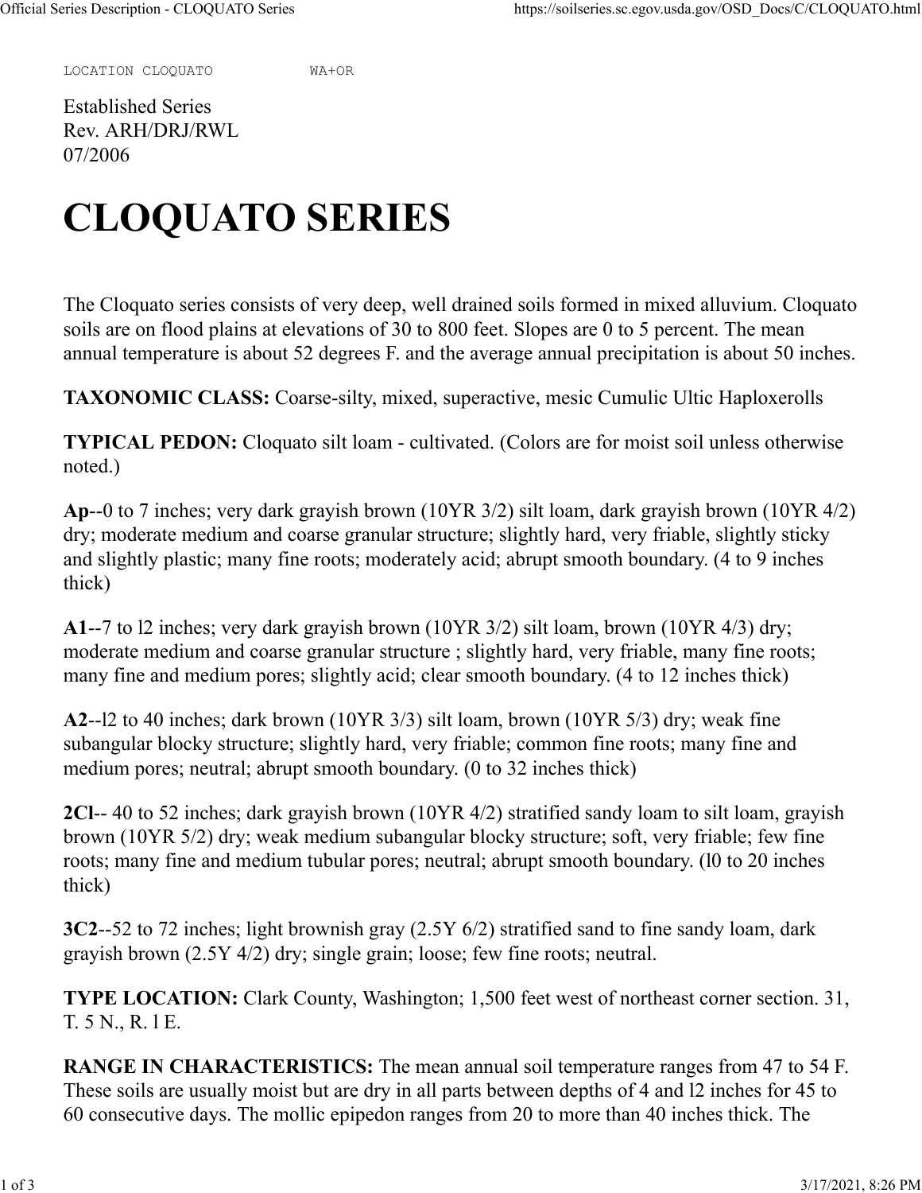LOCATION CLOQUATO WA+OR

Established Series
Rev. ARH/DRJ/RWL
07/2006

# CLOQUATO SERIES

The Cloquato series consists of very deep, well drained soils formed in mixed alluvium. Cloquato soils are on flood plains at elevations of 30 to 800 feet. Slopes are 0 to 5 percent. The mean annual temperature is about 52 degrees F. and the average annual precipitation is about 50 inches.

**TAXONOMIC CLASS:** Coarse-silty, mixed, superactive, mesic Cumulic Ultic Haploxerolls

**TYPICAL PEDON:** Cloquato silt loam - cultivated. (Colors are for moist soil unless otherwise noted.)

**Ap**--0 to 7 inches; very dark grayish brown (10YR 3/2) silt loam, dark grayish brown (10YR 4/2) dry; moderate medium and coarse granular structure; slightly hard, very friable, slightly sticky and slightly plastic; many fine roots; moderately acid; abrupt smooth boundary. (4 to 9 inches thick)

**A1**--7 to l2 inches; very dark grayish brown (10YR 3/2) silt loam, brown (10YR 4/3) dry; moderate medium and coarse granular structure ; slightly hard, very friable, many fine roots; many fine and medium pores; slightly acid; clear smooth boundary. (4 to 12 inches thick)

**A2**--l2 to 40 inches; dark brown (10YR 3/3) silt loam, brown (10YR 5/3) dry; weak fine subangular blocky structure; slightly hard, very friable; common fine roots; many fine and medium pores; neutral; abrupt smooth boundary. (0 to 32 inches thick)

**2Cl**-- 40 to 52 inches; dark grayish brown (10YR 4/2) stratified sandy loam to silt loam, grayish brown (10YR 5/2) dry; weak medium subangular blocky structure; soft, very friable; few fine roots; many fine and medium tubular pores; neutral; abrupt smooth boundary. (l0 to 20 inches thick)

**3C2**--52 to 72 inches; light brownish gray (2.5Y 6/2) stratified sand to fine sandy loam, dark grayish brown (2.5Y 4/2) dry; single grain; loose; few fine roots; neutral.

**TYPE LOCATION:** Clark County, Washington; 1,500 feet west of northeast corner section. 31, T. 5 N., R. l E.

**RANGE IN CHARACTERISTICS:** The mean annual soil temperature ranges from 47 to 54 F. These soils are usually moist but are dry in all parts between depths of 4 and l2 inches for 45 to 60 consecutive days. The mollic epipedon ranges from 20 to more than 40 inches thick. The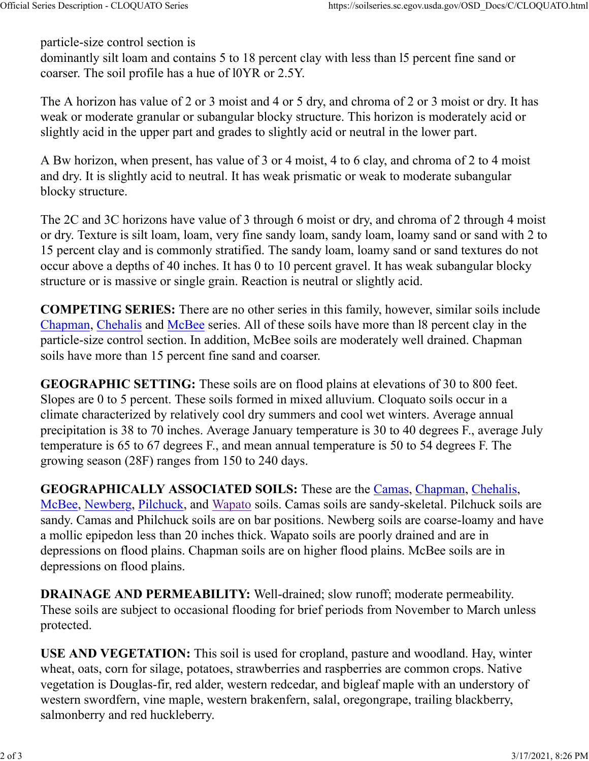particle-size control section is
dominantly silt loam and contains 5 to 18 percent clay with less than l5 percent fine sand or coarser. The soil profile has a hue of l0YR or 2.5Y.

The A horizon has value of 2 or 3 moist and 4 or 5 dry, and chroma of 2 or 3 moist or dry. It has weak or moderate granular or subangular blocky structure. This horizon is moderately acid or slightly acid in the upper part and grades to slightly acid or neutral in the lower part.

A Bw horizon, when present, has value of 3 or 4 moist, 4 to 6 clay, and chroma of 2 to 4 moist and dry. It is slightly acid to neutral. It has weak prismatic or weak to moderate subangular blocky structure.

The 2C and 3C horizons have value of 3 through 6 moist or dry, and chroma of 2 through 4 moist or dry. Texture is silt loam, loam, very fine sandy loam, sandy loam, loamy sand or sand with 2 to 15 percent clay and is commonly stratified. The sandy loam, loamy sand or sand textures do not occur above a depths of 40 inches. It has 0 to 10 percent gravel. It has weak subangular blocky structure or is massive or single grain. Reaction is neutral or slightly acid.

**COMPETING SERIES:** There are no other series in this family, however, similar soils include Chapman, Chehalis and McBee series. All of these soils have more than l8 percent clay in the particle-size control section. In addition, McBee soils are moderately well drained. Chapman soils have more than 15 percent fine sand and coarser.

**GEOGRAPHIC SETTING:** These soils are on flood plains at elevations of 30 to 800 feet. Slopes are 0 to 5 percent. These soils formed in mixed alluvium. Cloquato soils occur in a climate characterized by relatively cool dry summers and cool wet winters. Average annual precipitation is 38 to 70 inches. Average January temperature is 30 to 40 degrees F., average July temperature is 65 to 67 degrees F., and mean annual temperature is 50 to 54 degrees F. The growing season (28F) ranges from 150 to 240 days.

**GEOGRAPHICALLY ASSOCIATED SOILS:** These are the Camas, Chapman, Chehalis, McBee, Newberg, Pilchuck, and Wapato soils. Camas soils are sandy-skeletal. Pilchuck soils are sandy. Camas and Philchuck soils are on bar positions. Newberg soils are coarse-loamy and have a mollic epipedon less than 20 inches thick. Wapato soils are poorly drained and are in depressions on flood plains. Chapman soils are on higher flood plains. McBee soils are in depressions on flood plains.

**DRAINAGE AND PERMEABILITY:** Well-drained; slow runoff; moderate permeability. These soils are subject to occasional flooding for brief periods from November to March unless protected.

**USE AND VEGETATION:** This soil is used for cropland, pasture and woodland. Hay, winter wheat, oats, corn for silage, potatoes, strawberries and raspberries are common crops. Native vegetation is Douglas-fir, red alder, western redcedar, and bigleaf maple with an understory of western swordfern, vine maple, western brakenfern, salal, oregongrape, trailing blackberry, salmonberry and red huckleberry.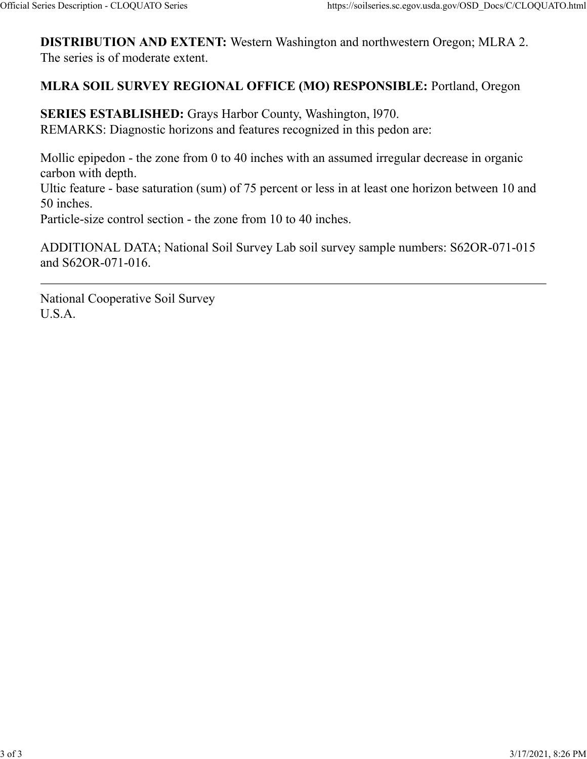**DISTRIBUTION AND EXTENT:** Western Washington and northwestern Oregon; MLRA 2. The series is of moderate extent.

**MLRA SOIL SURVEY REGIONAL OFFICE (MO) RESPONSIBLE:** Portland, Oregon

**SERIES ESTABLISHED:** Grays Harbor County, Washington, l970.
REMARKS: Diagnostic horizons and features recognized in this pedon are:

Mollic epipedon - the zone from 0 to 40 inches with an assumed irregular decrease in organic carbon with depth.
Ultic feature - base saturation (sum) of 75 percent or less in at least one horizon between 10 and 50 inches.
Particle-size control section - the zone from 10 to 40 inches.

ADDITIONAL DATA; National Soil Survey Lab soil survey sample numbers: S62OR-071-015 and S62OR-071-016.

---

National Cooperative Soil Survey
U.S.A.